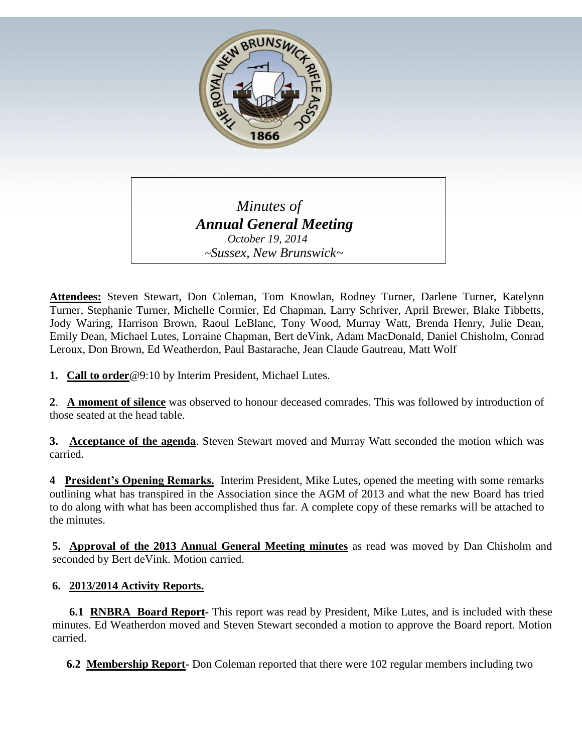*Minutes of*

***Annual General Meeting***

*October 19, 2014*

*~Sussex, New Brunswick~*

**Attendees:** Steven Stewart, Don Coleman, Tom Knowlan, Rodney Turner, Darlene Turner, Katelynn Turner, Stephanie Turner, Michelle Cormier, Ed Chapman, Larry Schriver, April Brewer, Blake Tibbetts, Jody Waring, Harrison Brown, Raoul LeBlanc, Tony Wood, Murray Watt, Brenda Henry, Julie Dean, Emily Dean, Michael Lutes, Lorraine Chapman, Bert deVink, Adam MacDonald, Daniel Chisholm, Conrad Leroux, Don Brown, Ed Weatherdon, Paul Bastarache, Jean Claude Gautreau, Matt Wolf

**1. Call to order**@9:10 by Interim President, Michael Lutes.

**2**. **A moment of silence** was observed to honour deceased comrades. This was followed by introduction of those seated at the head table.

**3. Acceptance of the agenda**. Steven Stewart moved and Murray Watt seconded the motion which was carried.

**4 President's Opening Remarks.** Interim President, Mike Lutes, opened the meeting with some remarks outlining what has transpired in the Association since the AGM of 2013 and what the new Board has tried to do along with what has been accomplished thus far. A complete copy of these remarks will be attached to the minutes.

**5. Approval of the 2013 Annual General Meeting minutes** as read was moved by Dan Chisholm and seconded by Bert deVink. Motion carried.

**6. 2013/2014 Activity Reports.**

**6.1 RNBRA Board Report-** This report was read by President, Mike Lutes, and is included with these minutes. Ed Weatherdon moved and Steven Stewart seconded a motion to approve the Board report. Motion carried.

**6.2 Membership Report-** Don Coleman reported that there were 102 regular members including two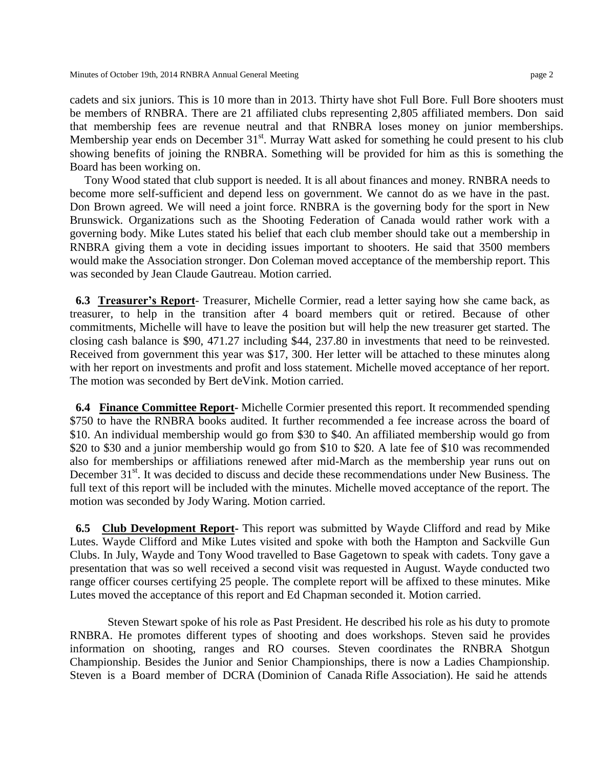cadets and six juniors. This is 10 more than in 2013. Thirty have shot Full Bore. Full Bore shooters must be members of RNBRA. There are 21 affiliated clubs representing 2,805 affiliated members. Don said that membership fees are revenue neutral and that RNBRA loses money on junior memberships. Membership year ends on December 31st. Murray Watt asked for something he could present to his club showing benefits of joining the RNBRA. Something will be provided for him as this is something the Board has been working on.

Tony Wood stated that club support is needed. It is all about finances and money. RNBRA needs to become more self-sufficient and depend less on government. We cannot do as we have in the past. Don Brown agreed. We will need a joint force. RNBRA is the governing body for the sport in New Brunswick. Organizations such as the Shooting Federation of Canada would rather work with a governing body. Mike Lutes stated his belief that each club member should take out a membership in RNBRA giving them a vote in deciding issues important to shooters. He said that 3500 members would make the Association stronger. Don Coleman moved acceptance of the membership report. This was seconded by Jean Claude Gautreau. Motion carried.

**6.3 Treasurer's Report**- Treasurer, Michelle Cormier, read a letter saying how she came back, as treasurer, to help in the transition after 4 board members quit or retired. Because of other commitments, Michelle will have to leave the position but will help the new treasurer get started. The closing cash balance is $90, 471.27 including $44, 237.80 in investments that need to be reinvested. Received from government this year was $17, 300. Her letter will be attached to these minutes along with her report on investments and profit and loss statement. Michelle moved acceptance of her report. The motion was seconded by Bert deVink. Motion carried.

**6.4 Finance Committee Report-** Michelle Cormier presented this report. It recommended spending $750 to have the RNBRA books audited. It further recommended a fee increase across the board of $10. An individual membership would go from $30 to $40. An affiliated membership would go from $20 to $30 and a junior membership would go from $10 to $20. A late fee of $10 was recommended also for memberships or affiliations renewed after mid-March as the membership year runs out on December 31st. It was decided to discuss and decide these recommendations under New Business. The full text of this report will be included with the minutes. Michelle moved acceptance of the report. The motion was seconded by Jody Waring. Motion carried.

**6.5 Club Development Report-** This report was submitted by Wayde Clifford and read by Mike Lutes. Wayde Clifford and Mike Lutes visited and spoke with both the Hampton and Sackville Gun Clubs. In July, Wayde and Tony Wood travelled to Base Gagetown to speak with cadets. Tony gave a presentation that was so well received a second visit was requested in August. Wayde conducted two range officer courses certifying 25 people. The complete report will be affixed to these minutes. Mike Lutes moved the acceptance of this report and Ed Chapman seconded it. Motion carried.

Steven Stewart spoke of his role as Past President. He described his role as his duty to promote RNBRA. He promotes different types of shooting and does workshops. Steven said he provides information on shooting, ranges and RO courses. Steven coordinates the RNBRA Shotgun Championship. Besides the Junior and Senior Championships, there is now a Ladies Championship. Steven is a Board member of DCRA (Dominion of Canada Rifle Association). He said he attends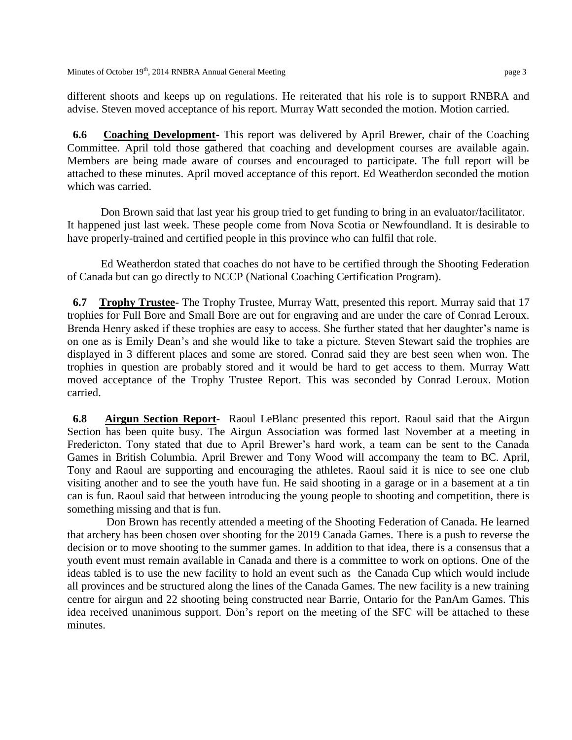different shoots and keeps up on regulations. He reiterated that his role is to support RNBRA and advise. Steven moved acceptance of his report. Murray Watt seconded the motion. Motion carried.

**6.6 <u>Coaching Development</u>-** This report was delivered by April Brewer, chair of the Coaching Committee. April told those gathered that coaching and development courses are available again. Members are being made aware of courses and encouraged to participate. The full report will be attached to these minutes. April moved acceptance of this report. Ed Weatherdon seconded the motion which was carried.

Don Brown said that last year his group tried to get funding to bring in an evaluator/facilitator. It happened just last week. These people come from Nova Scotia or Newfoundland. It is desirable to have properly-trained and certified people in this province who can fulfil that role.

Ed Weatherdon stated that coaches do not have to be certified through the Shooting Federation of Canada but can go directly to NCCP (National Coaching Certification Program).

**6.7 <u>Trophy Trustee</u>-** The Trophy Trustee, Murray Watt, presented this report. Murray said that 17 trophies for Full Bore and Small Bore are out for engraving and are under the care of Conrad Leroux. Brenda Henry asked if these trophies are easy to access. She further stated that her daughter's name is on one as is Emily Dean's and she would like to take a picture. Steven Stewart said the trophies are displayed in 3 different places and some are stored. Conrad said they are best seen when won. The trophies in question are probably stored and it would be hard to get access to them. Murray Watt moved acceptance of the Trophy Trustee Report. This was seconded by Conrad Leroux. Motion carried.

**6.8 <u>Airgun Section Report</u>-** Raoul LeBlanc presented this report. Raoul said that the Airgun Section has been quite busy. The Airgun Association was formed last November at a meeting in Fredericton. Tony stated that due to April Brewer's hard work, a team can be sent to the Canada Games in British Columbia. April Brewer and Tony Wood will accompany the team to BC. April, Tony and Raoul are supporting and encouraging the athletes. Raoul said it is nice to see one club visiting another and to see the youth have fun. He said shooting in a garage or in a basement at a tin can is fun. Raoul said that between introducing the young people to shooting and competition, there is something missing and that is fun.

Don Brown has recently attended a meeting of the Shooting Federation of Canada. He learned that archery has been chosen over shooting for the 2019 Canada Games. There is a push to reverse the decision or to move shooting to the summer games. In addition to that idea, there is a consensus that a youth event must remain available in Canada and there is a committee to work on options. One of the ideas tabled is to use the new facility to hold an event such as the Canada Cup which would include all provinces and be structured along the lines of the Canada Games. The new facility is a new training centre for airgun and 22 shooting being constructed near Barrie, Ontario for the PanAm Games. This idea received unanimous support. Don's report on the meeting of the SFC will be attached to these minutes.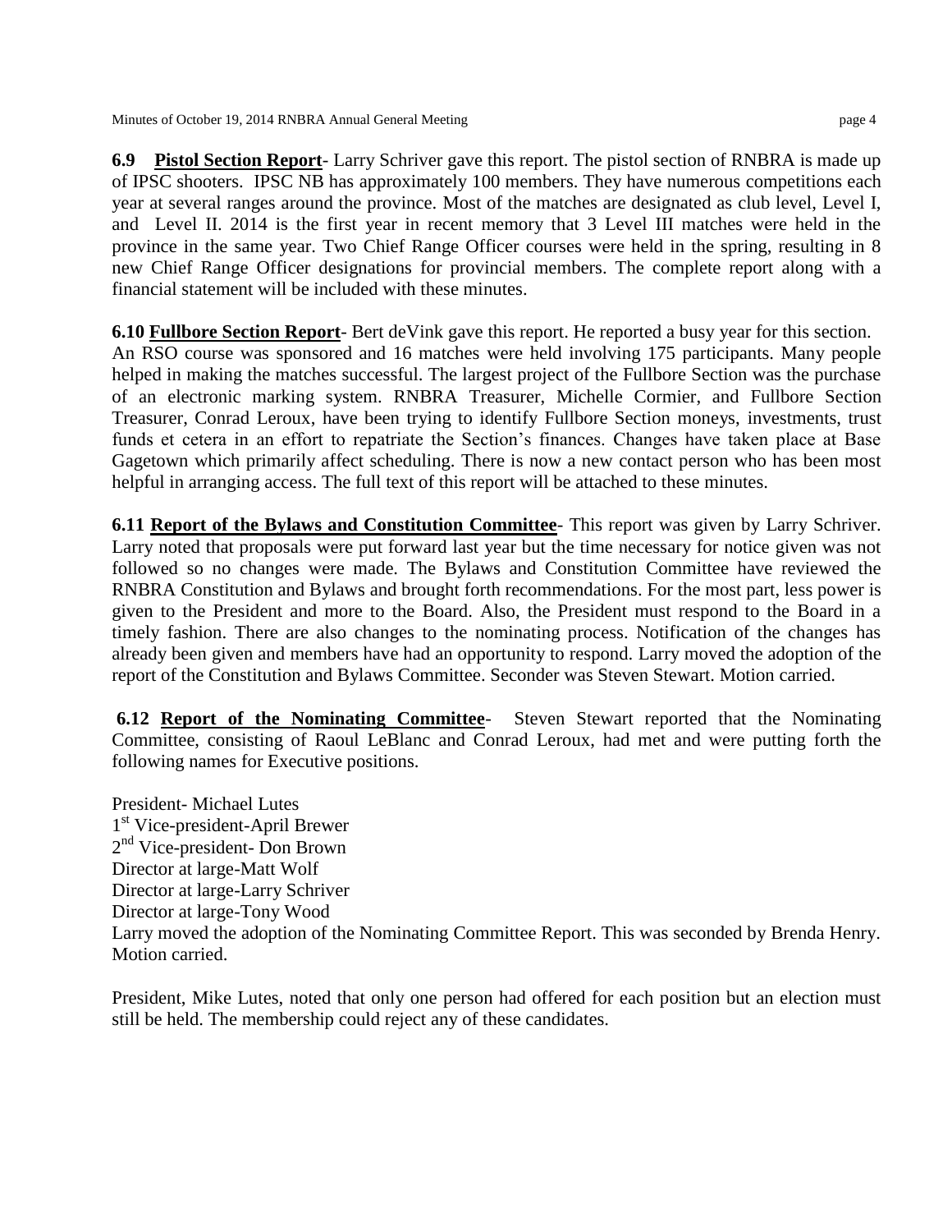**6.9 Pistol Section Report**- Larry Schriver gave this report. The pistol section of RNBRA is made up of IPSC shooters. IPSC NB has approximately 100 members. They have numerous competitions each year at several ranges around the province. Most of the matches are designated as club level, Level I, and Level II. 2014 is the first year in recent memory that 3 Level III matches were held in the province in the same year. Two Chief Range Officer courses were held in the spring, resulting in 8 new Chief Range Officer designations for provincial members. The complete report along with a financial statement will be included with these minutes.

**6.10 Fullbore Section Report**- Bert deVink gave this report. He reported a busy year for this section. An RSO course was sponsored and 16 matches were held involving 175 participants. Many people helped in making the matches successful. The largest project of the Fullbore Section was the purchase of an electronic marking system. RNBRA Treasurer, Michelle Cormier, and Fullbore Section Treasurer, Conrad Leroux, have been trying to identify Fullbore Section moneys, investments, trust funds et cetera in an effort to repatriate the Section's finances. Changes have taken place at Base Gagetown which primarily affect scheduling. There is now a new contact person who has been most helpful in arranging access. The full text of this report will be attached to these minutes.

**6.11 Report of the Bylaws and Constitution Committee**- This report was given by Larry Schriver. Larry noted that proposals were put forward last year but the time necessary for notice given was not followed so no changes were made. The Bylaws and Constitution Committee have reviewed the RNBRA Constitution and Bylaws and brought forth recommendations. For the most part, less power is given to the President and more to the Board. Also, the President must respond to the Board in a timely fashion. There are also changes to the nominating process. Notification of the changes has already been given and members have had an opportunity to respond. Larry moved the adoption of the report of the Constitution and Bylaws Committee. Seconder was Steven Stewart. Motion carried.

**6.12 Report of the Nominating Committee**- Steven Stewart reported that the Nominating Committee, consisting of Raoul LeBlanc and Conrad Leroux, had met and were putting forth the following names for Executive positions.

President- Michael Lutes
1st Vice-president-April Brewer
2nd Vice-president- Don Brown
Director at large-Matt Wolf
Director at large-Larry Schriver
Director at large-Tony Wood
Larry moved the adoption of the Nominating Committee Report. This was seconded by Brenda Henry. Motion carried.

President, Mike Lutes, noted that only one person had offered for each position but an election must still be held. The membership could reject any of these candidates.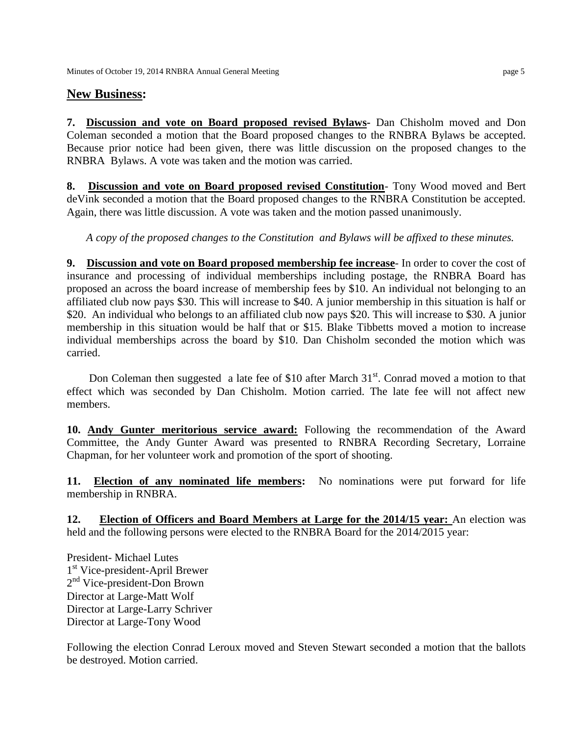## New Business:

**7. Discussion and vote on Board proposed revised Bylaws-** Dan Chisholm moved and Don Coleman seconded a motion that the Board proposed changes to the RNBRA Bylaws be accepted. Because prior notice had been given, there was little discussion on the proposed changes to the RNBRA Bylaws. A vote was taken and the motion was carried.

**8. Discussion and vote on Board proposed revised Constitution**- Tony Wood moved and Bert deVink seconded a motion that the Board proposed changes to the RNBRA Constitution be accepted. Again, there was little discussion. A vote was taken and the motion passed unanimously.

*A copy of the proposed changes to the Constitution and Bylaws will be affixed to these minutes.*

**9. Discussion and vote on Board proposed membership fee increase**- In order to cover the cost of insurance and processing of individual memberships including postage, the RNBRA Board has proposed an across the board increase of membership fees by $10. An individual not belonging to an affiliated club now pays $30. This will increase to $40. A junior membership in this situation is half or $20. An individual who belongs to an affiliated club now pays $20. This will increase to $30. A junior membership in this situation would be half that or $15. Blake Tibbetts moved a motion to increase individual memberships across the board by $10. Dan Chisholm seconded the motion which was carried.

Don Coleman then suggested a late fee of $10 after March 31st. Conrad moved a motion to that effect which was seconded by Dan Chisholm. Motion carried. The late fee will not affect new members.

**10. Andy Gunter meritorious service award:** Following the recommendation of the Award Committee, the Andy Gunter Award was presented to RNBRA Recording Secretary, Lorraine Chapman, for her volunteer work and promotion of the sport of shooting.

**11. Election of any nominated life members:** No nominations were put forward for life membership in RNBRA.

**12. Election of Officers and Board Members at Large for the 2014/15 year:** An election was held and the following persons were elected to the RNBRA Board for the 2014/2015 year:

President- Michael Lutes
1st Vice-president-April Brewer
2nd Vice-president-Don Brown
Director at Large-Matt Wolf
Director at Large-Larry Schriver
Director at Large-Tony Wood

Following the election Conrad Leroux moved and Steven Stewart seconded a motion that the ballots be destroyed. Motion carried.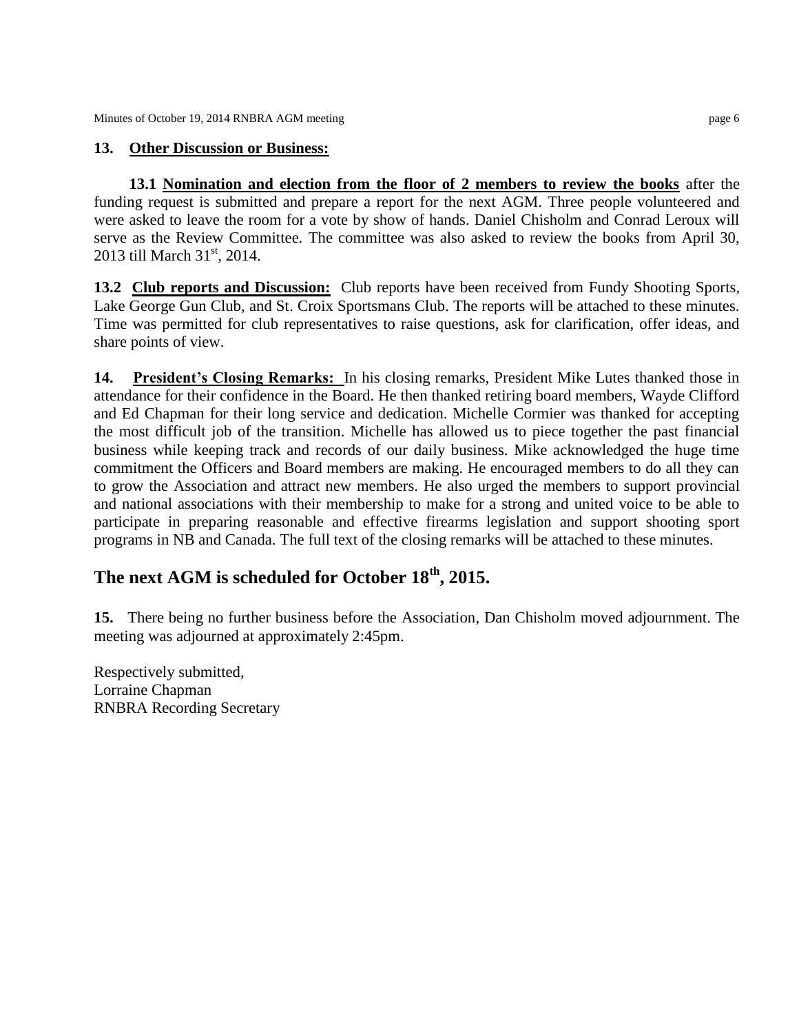## 13. Other Discussion or Business:

**13.1 Nomination and election from the floor of 2 members to review the books** after the funding request is submitted and prepare a report for the next AGM. Three people volunteered and were asked to leave the room for a vote by show of hands. Daniel Chisholm and Conrad Leroux will serve as the Review Committee. The committee was also asked to review the books from April 30, 2013 till March 31st, 2014.

**13.2 Club reports and Discussion:** Club reports have been received from Fundy Shooting Sports, Lake George Gun Club, and St. Croix Sportsmans Club. The reports will be attached to these minutes. Time was permitted for club representatives to raise questions, ask for clarification, offer ideas, and share points of view.

**14. President's Closing Remarks:** In his closing remarks, President Mike Lutes thanked those in attendance for their confidence in the Board. He then thanked retiring board members, Wayde Clifford and Ed Chapman for their long service and dedication. Michelle Cormier was thanked for accepting the most difficult job of the transition. Michelle has allowed us to piece together the past financial business while keeping track and records of our daily business. Mike acknowledged the huge time commitment the Officers and Board members are making. He encouraged members to do all they can to grow the Association and attract new members. He also urged the members to support provincial and national associations with their membership to make for a strong and united voice to be able to participate in preparing reasonable and effective firearms legislation and support shooting sport programs in NB and Canada. The full text of the closing remarks will be attached to these minutes.

## The next AGM is scheduled for October 18th, 2015.

**15.** There being no further business before the Association, Dan Chisholm moved adjournment. The meeting was adjourned at approximately 2:45pm.

Respectively submitted,
Lorraine Chapman
RNBRA Recording Secretary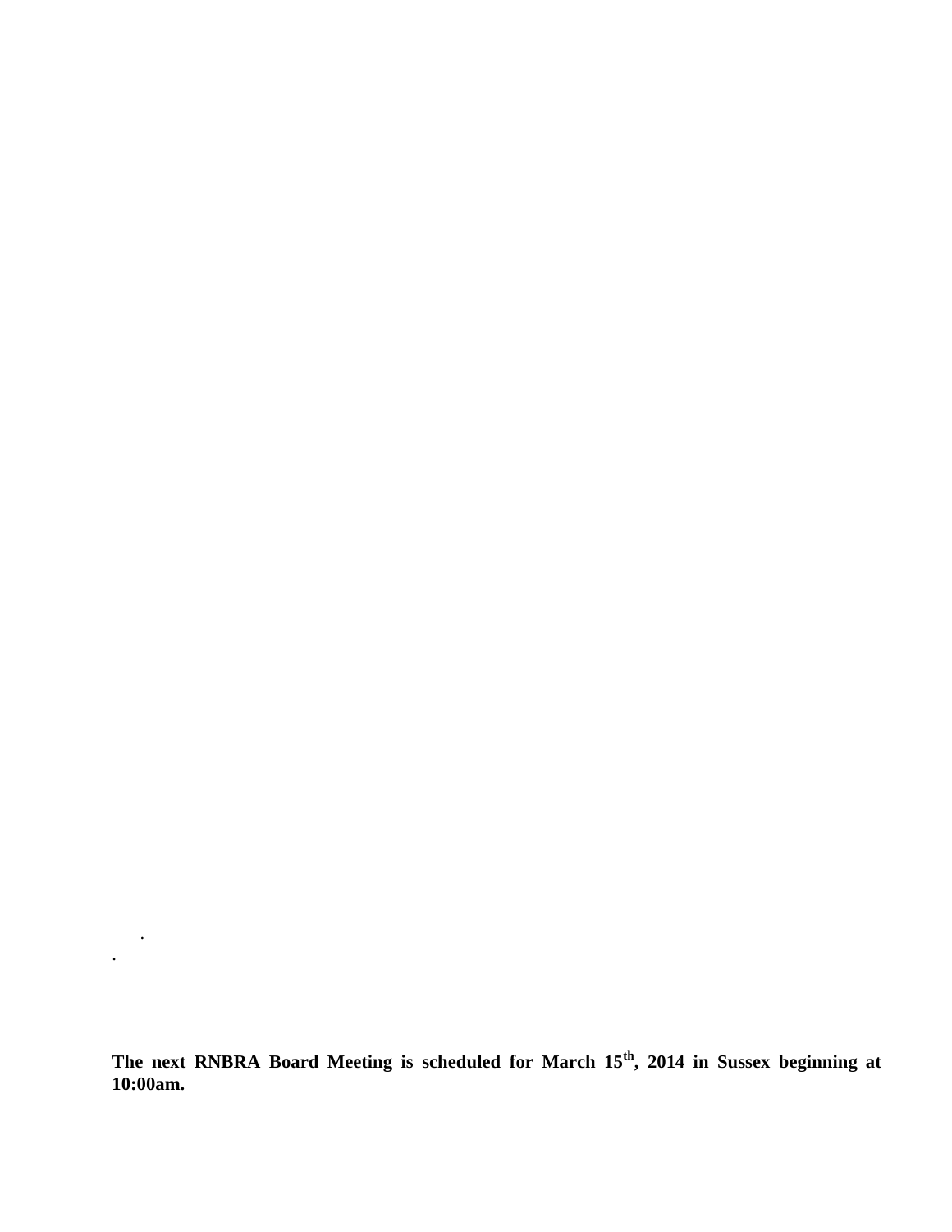.

.

**The next RNBRA Board Meeting is scheduled for March 15th, 2014 in Sussex beginning at 10:00am.**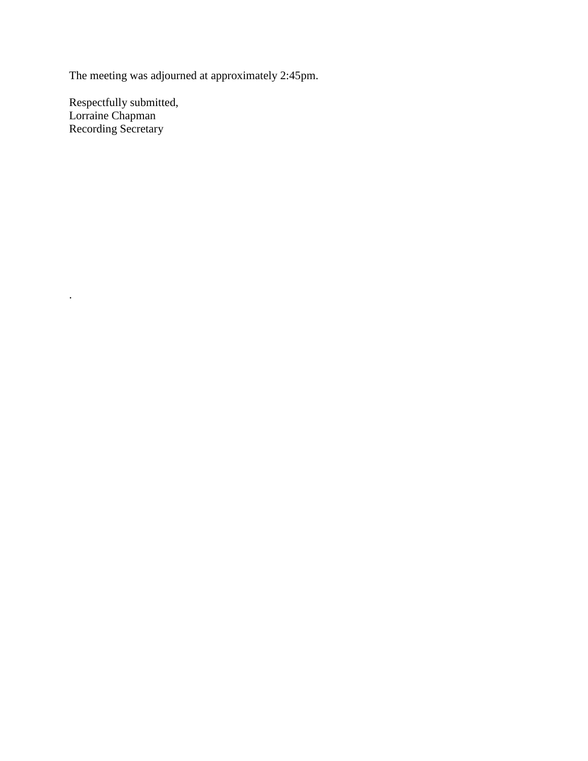The meeting was adjourned at approximately 2:45pm.

Respectfully submitted,
Lorraine Chapman
Recording Secretary

.